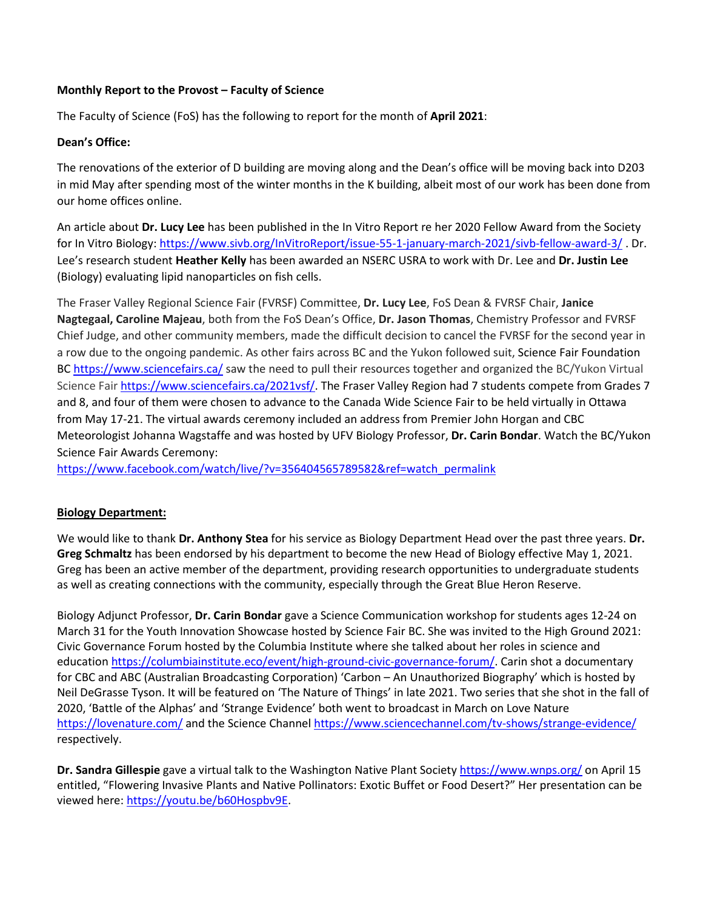**Monthly Report to the Provost – Faculty of Science**

The Faculty of Science (FoS) has the following to report for the month of **April 2021**:

**Dean's Office:**

The renovations of the exterior of D building are moving along and the Dean's office will be moving back into D203 in mid May after spending most of the winter months in the K building, albeit most of our work has been done from our home offices online.

An article about **Dr. Lucy Lee** has been published in the In Vitro Report re her 2020 Fellow Award from the Society for In Vitro Biology: https://www.sivb.org/InVitroReport/issue-55-1-january-march-2021/sivb-fellow-award-3/ . Dr. Lee's research student **Heather Kelly** has been awarded an NSERC USRA to work with Dr. Lee and **Dr. Justin Lee** (Biology) evaluating lipid nanoparticles on fish cells.

The Fraser Valley Regional Science Fair (FVRSF) Committee, **Dr. Lucy Lee**, FoS Dean & FVRSF Chair, **Janice Nagtegaal, Caroline Majeau**, both from the FoS Dean's Office, **Dr. Jason Thomas**, Chemistry Professor and FVRSF Chief Judge, and other community members, made the difficult decision to cancel the FVRSF for the second year in a row due to the ongoing pandemic. As other fairs across BC and the Yukon followed suit, Science Fair Foundation BC https://www.sciencefairs.ca/ saw the need to pull their resources together and organized the BC/Yukon Virtual Science Fair https://www.sciencefairs.ca/2021vsf/. The Fraser Valley Region had 7 students compete from Grades 7 and 8, and four of them were chosen to advance to the Canada Wide Science Fair to be held virtually in Ottawa from May 17-21. The virtual awards ceremony included an address from Premier John Horgan and CBC Meteorologist Johanna Wagstaffe and was hosted by UFV Biology Professor, **Dr. Carin Bondar**. Watch the BC/Yukon Science Fair Awards Ceremony: https://www.facebook.com/watch/live/?v=356404565789582&ref=watch_permalink

**Biology Department:**

We would like to thank **Dr. Anthony Stea** for his service as Biology Department Head over the past three years. **Dr. Greg Schmaltz** has been endorsed by his department to become the new Head of Biology effective May 1, 2021. Greg has been an active member of the department, providing research opportunities to undergraduate students as well as creating connections with the community, especially through the Great Blue Heron Reserve.

Biology Adjunct Professor, **Dr. Carin Bondar** gave a Science Communication workshop for students ages 12-24 on March 31 for the Youth Innovation Showcase hosted by Science Fair BC. She was invited to the High Ground 2021: Civic Governance Forum hosted by the Columbia Institute where she talked about her roles in science and education https://columbiainstitute.eco/event/high-ground-civic-governance-forum/. Carin shot a documentary for CBC and ABC (Australian Broadcasting Corporation) 'Carbon – An Unauthorized Biography' which is hosted by Neil DeGrasse Tyson. It will be featured on 'The Nature of Things' in late 2021. Two series that she shot in the fall of 2020, 'Battle of the Alphas' and 'Strange Evidence' both went to broadcast in March on Love Nature https://lovenature.com/ and the Science Channel https://www.sciencechannel.com/tv-shows/strange-evidence/ respectively.

**Dr. Sandra Gillespie** gave a virtual talk to the Washington Native Plant Society https://www.wnps.org/ on April 15 entitled, "Flowering Invasive Plants and Native Pollinators: Exotic Buffet or Food Desert?" Her presentation can be viewed here: https://youtu.be/b60Hospbv9E.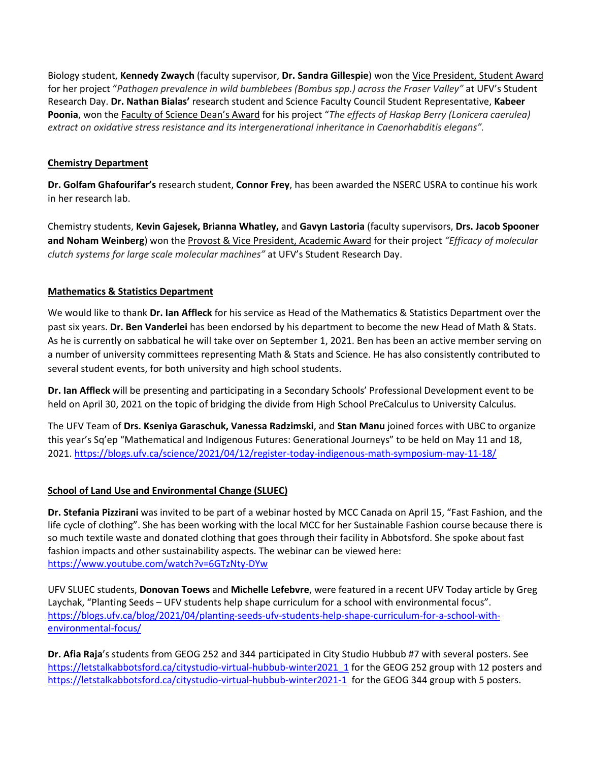Biology student, **Kennedy Zwaych** (faculty supervisor, **Dr. Sandra Gillespie**) won the Vice President, Student Award for her project "*Pathogen prevalence in wild bumblebees (Bombus spp.) across the Fraser Valley"* at UFV's Student Research Day. **Dr. Nathan Bialas'** research student and Science Faculty Council Student Representative, **Kabeer Poonia**, won the Faculty of Science Dean's Award for his project "*The effects of Haskap Berry (Lonicera caerulea) extract on oxidative stress resistance and its intergenerational inheritance in Caenorhabditis elegans".*

**Chemistry Department**

**Dr. Golfam Ghafourifar's** research student, **Connor Frey**, has been awarded the NSERC USRA to continue his work in her research lab.

Chemistry students, **Kevin Gajesek, Brianna Whatley,** and **Gavyn Lastoria** (faculty supervisors, **Drs. Jacob Spooner and Noham Weinberg**) won the Provost & Vice President, Academic Award for their project *"Efficacy of molecular clutch systems for large scale molecular machines"* at UFV's Student Research Day.

**Mathematics & Statistics Department**

We would like to thank **Dr. Ian Affleck** for his service as Head of the Mathematics & Statistics Department over the past six years. **Dr. Ben Vanderlei** has been endorsed by his department to become the new Head of Math & Stats. As he is currently on sabbatical he will take over on September 1, 2021. Ben has been an active member serving on a number of university committees representing Math & Stats and Science. He has also consistently contributed to several student events, for both university and high school students.

**Dr. Ian Affleck** will be presenting and participating in a Secondary Schools' Professional Development event to be held on April 30, 2021 on the topic of bridging the divide from High School PreCalculus to University Calculus.

The UFV Team of **Drs. Kseniya Garaschuk, Vanessa Radzimski**, and **Stan Manu** joined forces with UBC to organize this year's Sq'ep "Mathematical and Indigenous Futures: Generational Journeys" to be held on May 11 and 18, 2021. https://blogs.ufv.ca/science/2021/04/12/register-today-indigenous-math-symposium-may-11-18/

**School of Land Use and Environmental Change (SLUEC)**

**Dr. Stefania Pizzirani** was invited to be part of a webinar hosted by MCC Canada on April 15, "Fast Fashion, and the life cycle of clothing". She has been working with the local MCC for her Sustainable Fashion course because there is so much textile waste and donated clothing that goes through their facility in Abbotsford. She spoke about fast fashion impacts and other sustainability aspects. The webinar can be viewed here: https://www.youtube.com/watch?v=6GTzNty-DYw

UFV SLUEC students, **Donovan Toews** and **Michelle Lefebvre**, were featured in a recent UFV Today article by Greg Laychak, "Planting Seeds – UFV students help shape curriculum for a school with environmental focus". https://blogs.ufv.ca/blog/2021/04/planting-seeds-ufv-students-help-shape-curriculum-for-a-school-with-environmental-focus/

**Dr. Afia Raja**'s students from GEOG 252 and 344 participated in City Studio Hubbub #7 with several posters. See https://letstalkabbotsford.ca/citystudio-virtual-hubbub-winter2021_1 for the GEOG 252 group with 12 posters and https://letstalkabbotsford.ca/citystudio-virtual-hubbub-winter2021-1 for the GEOG 344 group with 5 posters.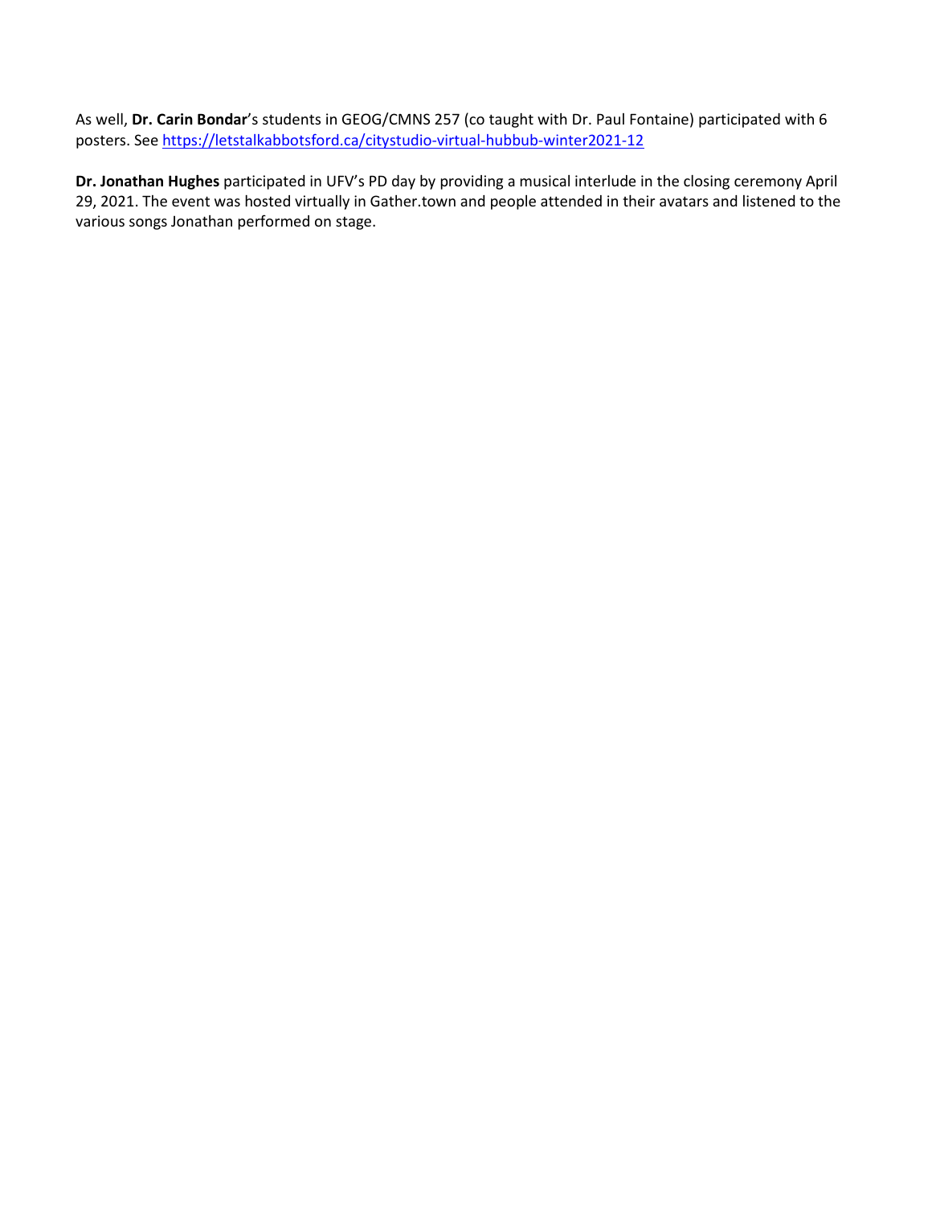As well, **Dr. Carin Bondar**'s students in GEOG/CMNS 257 (co taught with Dr. Paul Fontaine) participated with 6 posters. See https://letstalkabbotsford.ca/citystudio-virtual-hubbub-winter2021-12

**Dr. Jonathan Hughes** participated in UFV's PD day by providing a musical interlude in the closing ceremony April 29, 2021. The event was hosted virtually in Gather.town and people attended in their avatars and listened to the various songs Jonathan performed on stage.